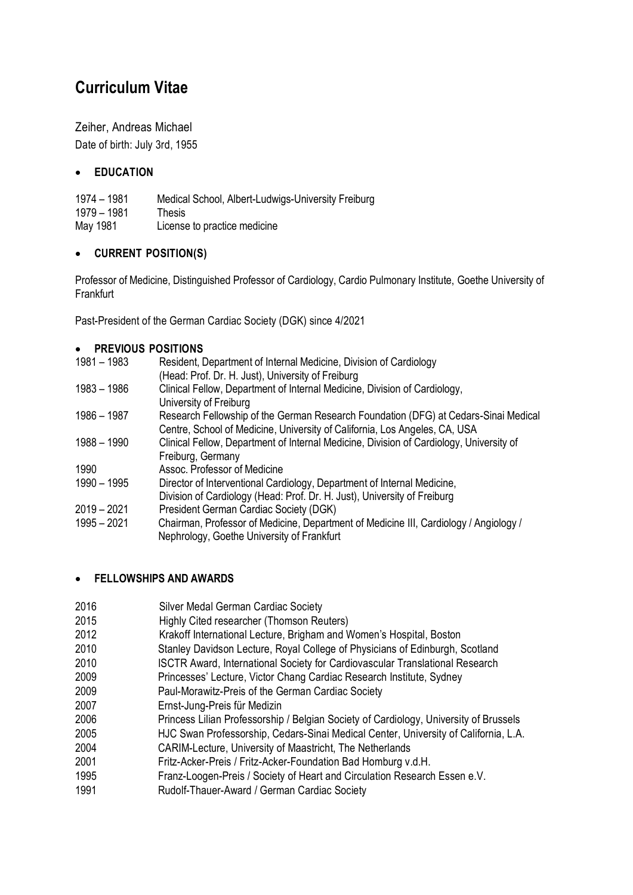# Curriculum Vitae

Zeiher, Andreas Michael

Date of birth: July 3rd, 1955

- **EDUCATION**

| | |
|---|---|
| 1974 – 1981 | Medical School, Albert-Ludwigs-University Freiburg |
| 1979 – 1981 | Thesis |
| May 1981 | License to practice medicine |

- **CURRENT POSITION(S)**

Professor of Medicine, Distinguished Professor of Cardiology, Cardio Pulmonary Institute, Goethe University of Frankfurt

Past-President of the German Cardiac Society (DGK) since 4/2021

- **PREVIOUS POSITIONS**

| | |
|---|---|
| 1981 – 1983 | Resident, Department of Internal Medicine, Division of Cardiology (Head: Prof. Dr. H. Just), University of Freiburg |
| 1983 – 1986 | Clinical Fellow, Department of Internal Medicine, Division of Cardiology, University of Freiburg |
| 1986 – 1987 | Research Fellowship of the German Research Foundation (DFG) at Cedars-Sinai Medical Centre, School of Medicine, University of California, Los Angeles, CA, USA |
| 1988 – 1990 | Clinical Fellow, Department of Internal Medicine, Division of Cardiology, University of Freiburg, Germany |
| 1990 | Assoc. Professor of Medicine |
| 1990 – 1995 | Director of Interventional Cardiology, Department of Internal Medicine, Division of Cardiology (Head: Prof. Dr. H. Just), University of Freiburg |
| 2019 – 2021 | President German Cardiac Society (DGK) |
| 1995 – 2021 | Chairman, Professor of Medicine, Department of Medicine III, Cardiology / Angiology / Nephrology, Goethe University of Frankfurt |

- **FELLOWSHIPS AND AWARDS**

| | |
|---|---|
| 2016 | Silver Medal German Cardiac Society |
| 2015 | Highly Cited researcher (Thomson Reuters) |
| 2012 | Krakoff International Lecture, Brigham and Women's Hospital, Boston |
| 2010 | Stanley Davidson Lecture, Royal College of Physicians of Edinburgh, Scotland |
| 2010 | ISCTR Award, International Society for Cardiovascular Translational Research |
| 2009 | Princesses' Lecture, Victor Chang Cardiac Research Institute, Sydney |
| 2009 | Paul-Morawitz-Preis of the German Cardiac Society |
| 2007 | Ernst-Jung-Preis für Medizin |
| 2006 | Princess Lilian Professorship / Belgian Society of Cardiology, University of Brussels |
| 2005 | HJC Swan Professorship, Cedars-Sinai Medical Center, University of California, L.A. |
| 2004 | CARIM-Lecture, University of Maastricht, The Netherlands |
| 2001 | Fritz-Acker-Preis / Fritz-Acker-Foundation Bad Homburg v.d.H. |
| 1995 | Franz-Loogen-Preis / Society of Heart and Circulation Research Essen e.V. |
| 1991 | Rudolf-Thauer-Award / German Cardiac Society |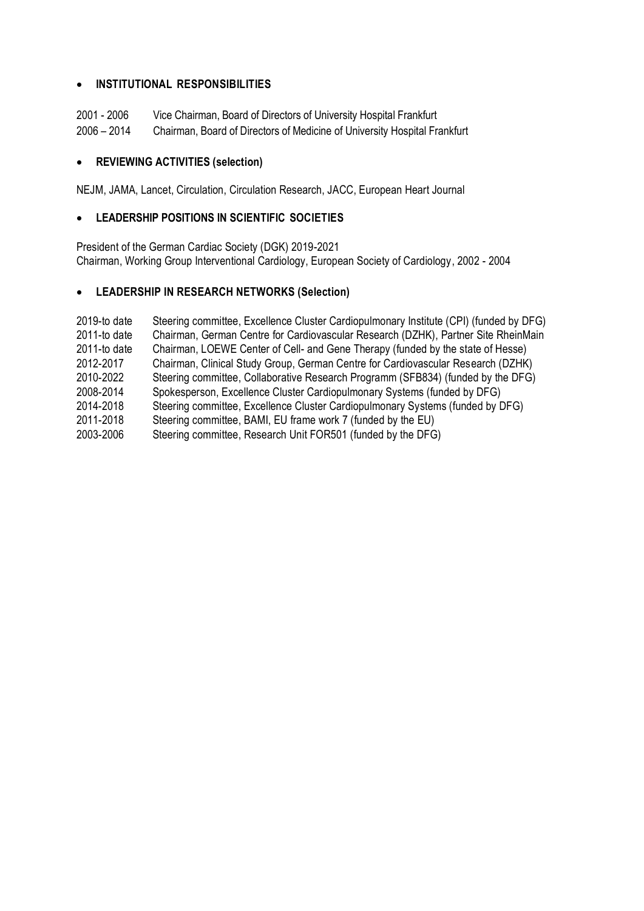- **INSTITUTIONAL RESPONSIBILITIES**

2001 - 2006 Vice Chairman, Board of Directors of University Hospital Frankfurt
2006 – 2014 Chairman, Board of Directors of Medicine of University Hospital Frankfurt

- **REVIEWING ACTIVITIES (selection)**

NEJM, JAMA, Lancet, Circulation, Circulation Research, JACC, European Heart Journal

- **LEADERSHIP POSITIONS IN SCIENTIFIC SOCIETIES**

President of the German Cardiac Society (DGK) 2019-2021
Chairman, Working Group Interventional Cardiology, European Society of Cardiology, 2002 - 2004

- **LEADERSHIP IN RESEARCH NETWORKS (Selection)**

2019-to date Steering committee, Excellence Cluster Cardiopulmonary Institute (CPI) (funded by DFG)
2011-to date Chairman, German Centre for Cardiovascular Research (DZHK), Partner Site RheinMain
2011-to date Chairman, LOEWE Center of Cell- and Gene Therapy (funded by the state of Hesse)
2012-2017 Chairman, Clinical Study Group, German Centre for Cardiovascular Research (DZHK)
2010-2022 Steering committee, Collaborative Research Programm (SFB834) (funded by the DFG)
2008-2014 Spokesperson, Excellence Cluster Cardiopulmonary Systems (funded by DFG)
2014-2018 Steering committee, Excellence Cluster Cardiopulmonary Systems (funded by DFG)
2011-2018 Steering committee, BAMI, EU frame work 7 (funded by the EU)
2003-2006 Steering committee, Research Unit FOR501 (funded by the DFG)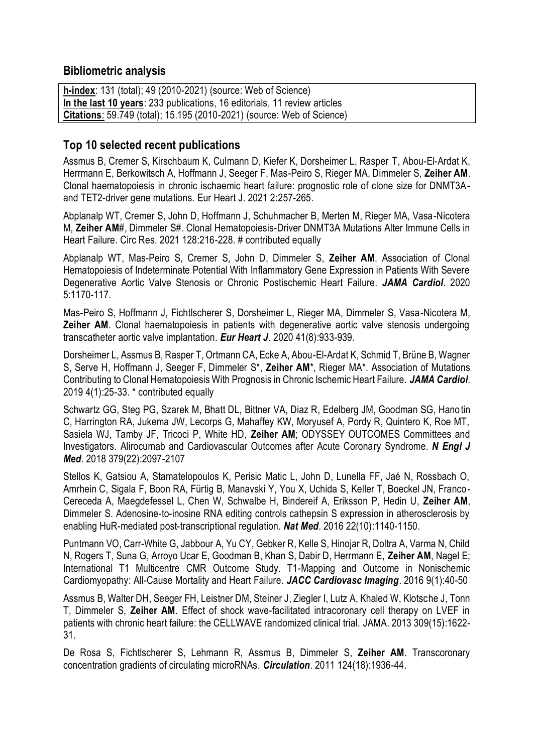## Bibliometric analysis

**h-index**: 131 (total); 49 (2010-2021) (source: Web of Science)
**In the last 10 years**: 233 publications, 16 editorials, 11 review articles
**Citations**: 59.749 (total); 15.195 (2010-2021) (source: Web of Science)

## Top 10 selected recent publications

Assmus B, Cremer S, Kirschbaum K, Culmann D, Kiefer K, Dorsheimer L, Rasper T, Abou-El-Ardat K, Herrmann E, Berkowitsch A, Hoffmann J, Seeger F, Mas-Peiro S, Rieger MA, Dimmeler S, **Zeiher AM**. Clonal haematopoiesis in chronic ischaemic heart failure: prognostic role of clone size for DNMT3A- and TET2-driver gene mutations. Eur Heart J. 2021 2:257-265.

Abplanalp WT, Cremer S, John D, Hoffmann J, Schuhmacher B, Merten M, Rieger MA, Vasa-Nicotera M, **Zeiher AM**#, Dimmeler S#. Clonal Hematopoiesis-Driver DNMT3A Mutations Alter Immune Cells in Heart Failure. Circ Res. 2021 128:216-228. # contributed equally

Abplanalp WT, Mas-Peiro S, Cremer S, John D, Dimmeler S, **Zeiher AM**. Association of Clonal Hematopoiesis of Indeterminate Potential With Inflammatory Gene Expression in Patients With Severe Degenerative Aortic Valve Stenosis or Chronic Postischemic Heart Failure. ***JAMA Cardiol***. 2020 5:1170-117.

Mas-Peiro S, Hoffmann J, Fichtlscherer S, Dorsheimer L, Rieger MA, Dimmeler S, Vasa-Nicotera M, **Zeiher AM**. Clonal haematopoiesis in patients with degenerative aortic valve stenosis undergoing transcatheter aortic valve implantation. ***Eur Heart J***. 2020 41(8):933-939.

Dorsheimer L, Assmus B, Rasper T, Ortmann CA, Ecke A, Abou-El-Ardat K, Schmid T, Brüne B, Wagner S, Serve H, Hoffmann J, Seeger F, Dimmeler S*, **Zeiher AM***, Rieger MA*. Association of Mutations Contributing to Clonal Hematopoiesis With Prognosis in Chronic Ischemic Heart Failure. ***JAMA Cardiol***. 2019 4(1):25-33. * contributed equally

Schwartz GG, Steg PG, Szarek M, Bhatt DL, Bittner VA, Diaz R, Edelberg JM, Goodman SG, Hanotin C, Harrington RA, Jukema JW, Lecorps G, Mahaffey KW, Moryusef A, Pordy R, Quintero K, Roe MT, Sasiela WJ, Tamby JF, Tricoci P, White HD, **Zeiher AM**; ODYSSEY OUTCOMES Committees and Investigators. Alirocumab and Cardiovascular Outcomes after Acute Coronary Syndrome. ***N Engl J Med***. 2018 379(22):2097-2107

Stellos K, Gatsiou A, Stamatelopoulos K, Perisic Matic L, John D, Lunella FF, Jaé N, Rossbach O, Amrhein C, Sigala F, Boon RA, Fürtig B, Manavski Y, You X, Uchida S, Keller T, Boeckel JN, Franco-Cereceda A, Maegdefessel L, Chen W, Schwalbe H, Bindereif A, Eriksson P, Hedin U, **Zeiher AM**, Dimmeler S. Adenosine-to-inosine RNA editing controls cathepsin S expression in atherosclerosis by enabling HuR-mediated post-transcriptional regulation. ***Nat Med***. 2016 22(10):1140-1150.

Puntmann VO, Carr-White G, Jabbour A, Yu CY, Gebker R, Kelle S, Hinojar R, Doltra A, Varma N, Child N, Rogers T, Suna G, Arroyo Ucar E, Goodman B, Khan S, Dabir D, Herrmann E, **Zeiher AM**, Nagel E; International T1 Multicentre CMR Outcome Study. T1-Mapping and Outcome in Nonischemic Cardiomyopathy: All-Cause Mortality and Heart Failure. ***JACC Cardiovasc Imaging***. 2016 9(1):40-50

Assmus B, Walter DH, Seeger FH, Leistner DM, Steiner J, Ziegler I, Lutz A, Khaled W, Klotsche J, Tonn T, Dimmeler S, **Zeiher AM**. Effect of shock wave-facilitated intracoronary cell therapy on LVEF in patients with chronic heart failure: the CELLWAVE randomized clinical trial. JAMA. 2013 309(15):1622-31.

De Rosa S, Fichtlscherer S, Lehmann R, Assmus B, Dimmeler S, **Zeiher AM**. Transcoronary concentration gradients of circulating microRNAs. ***Circulation***. 2011 124(18):1936-44.